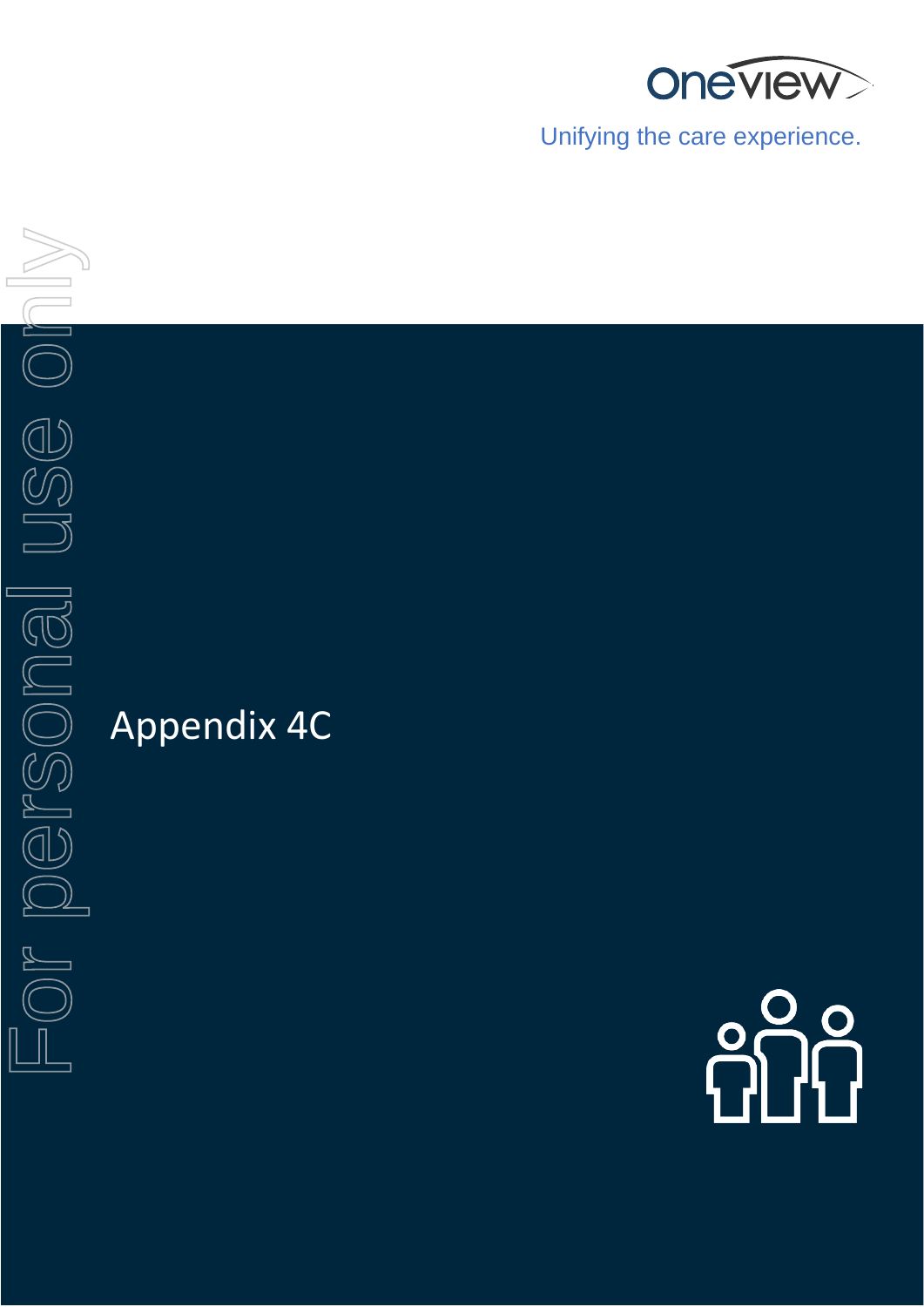Oneview

Unifying the care experience.

For personal use only

# Appendix 4C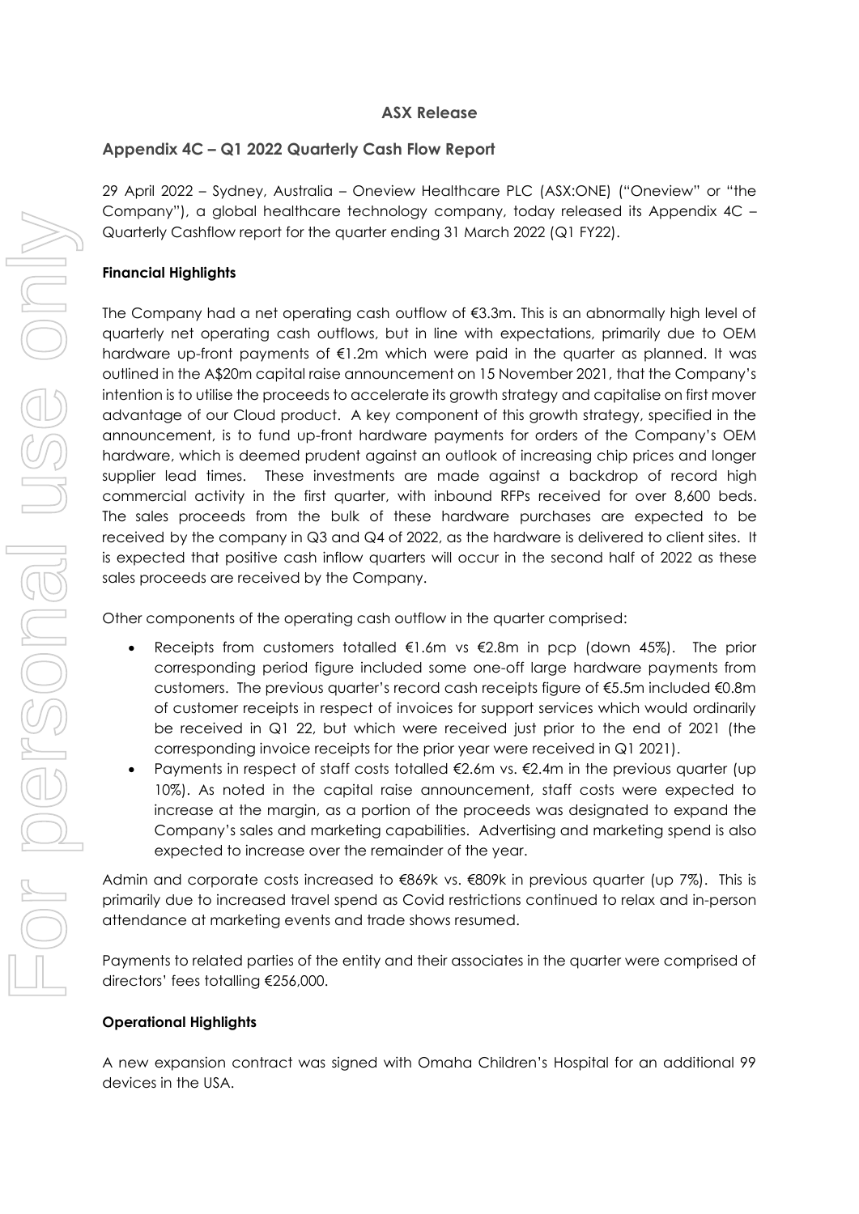**ASX Release**

## Appendix 4C – Q1 2022 Quarterly Cash Flow Report

29 April 2022 – Sydney, Australia – Oneview Healthcare PLC (ASX:ONE) ("Oneview" or "the Company"), a global healthcare technology company, today released its Appendix 4C – Quarterly Cashflow report for the quarter ending 31 March 2022 (Q1 FY22).

**Financial Highlights**

The Company had a net operating cash outflow of €3.3m. This is an abnormally high level of quarterly net operating cash outflows, but in line with expectations, primarily due to OEM hardware up-front payments of €1.2m which were paid in the quarter as planned. It was outlined in the A$20m capital raise announcement on 15 November 2021, that the Company's intention is to utilise the proceeds to accelerate its growth strategy and capitalise on first mover advantage of our Cloud product. A key component of this growth strategy, specified in the announcement, is to fund up-front hardware payments for orders of the Company's OEM hardware, which is deemed prudent against an outlook of increasing chip prices and longer supplier lead times. These investments are made against a backdrop of record high commercial activity in the first quarter, with inbound RFPs received for over 8,600 beds. The sales proceeds from the bulk of these hardware purchases are expected to be received by the company in Q3 and Q4 of 2022, as the hardware is delivered to client sites. It is expected that positive cash inflow quarters will occur in the second half of 2022 as these sales proceeds are received by the Company.

Other components of the operating cash outflow in the quarter comprised:

- Receipts from customers totalled €1.6m vs €2.8m in pcp (down 45%). The prior corresponding period figure included some one-off large hardware payments from customers. The previous quarter's record cash receipts figure of €5.5m included €0.8m of customer receipts in respect of invoices for support services which would ordinarily be received in Q1 22, but which were received just prior to the end of 2021 (the corresponding invoice receipts for the prior year were received in Q1 2021).
- Payments in respect of staff costs totalled €2.6m vs. €2.4m in the previous quarter (up 10%). As noted in the capital raise announcement, staff costs were expected to increase at the margin, as a portion of the proceeds was designated to expand the Company's sales and marketing capabilities. Advertising and marketing spend is also expected to increase over the remainder of the year.

Admin and corporate costs increased to €869k vs. €809k in previous quarter (up 7%). This is primarily due to increased travel spend as Covid restrictions continued to relax and in-person attendance at marketing events and trade shows resumed.

Payments to related parties of the entity and their associates in the quarter were comprised of directors' fees totalling €256,000.

**Operational Highlights**

A new expansion contract was signed with Omaha Children's Hospital for an additional 99 devices in the USA.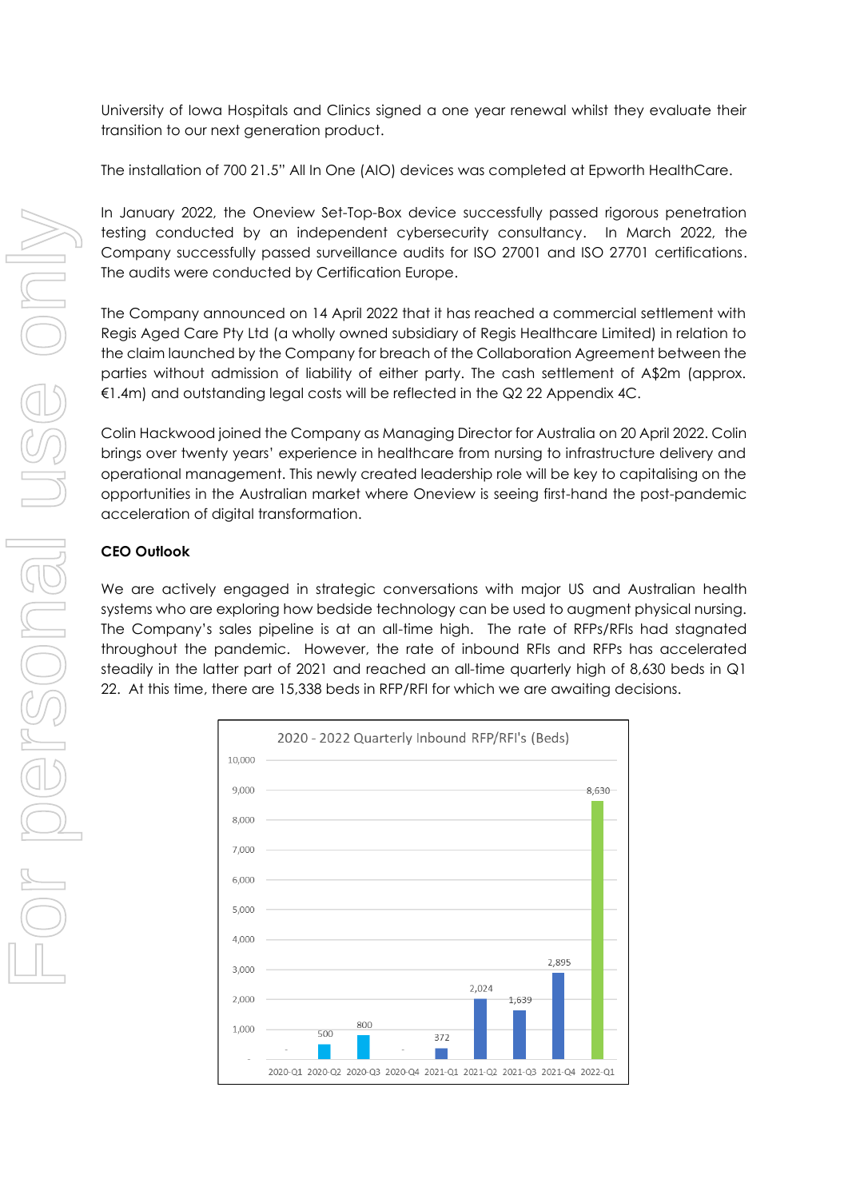University of Iowa Hospitals and Clinics signed a one year renewal whilst they evaluate their transition to our next generation product.

The installation of 700 21.5" All In One (AIO) devices was completed at Epworth HealthCare.

In January 2022, the Oneview Set-Top-Box device successfully passed rigorous penetration testing conducted by an independent cybersecurity consultancy. In March 2022, the Company successfully passed surveillance audits for ISO 27001 and ISO 27701 certifications. The audits were conducted by Certification Europe.

The Company announced on 14 April 2022 that it has reached a commercial settlement with Regis Aged Care Pty Ltd (a wholly owned subsidiary of Regis Healthcare Limited) in relation to the claim launched by the Company for breach of the Collaboration Agreement between the parties without admission of liability of either party. The cash settlement of A$2m (approx. €1.4m) and outstanding legal costs will be reflected in the Q2 22 Appendix 4C.

Colin Hackwood joined the Company as Managing Director for Australia on 20 April 2022. Colin brings over twenty years' experience in healthcare from nursing to infrastructure delivery and operational management. This newly created leadership role will be key to capitalising on the opportunities in the Australian market where Oneview is seeing first-hand the post-pandemic acceleration of digital transformation.

**CEO Outlook**

We are actively engaged in strategic conversations with major US and Australian health systems who are exploring how bedside technology can be used to augment physical nursing. The Company's sales pipeline is at an all-time high. The rate of RFPs/RFIs had stagnated throughout the pandemic. However, the rate of inbound RFIs and RFPs has accelerated steadily in the latter part of 2021 and reached an all-time quarterly high of 8,630 beds in Q1 22. At this time, there are 15,338 beds in RFP/RFI for which we are awaiting decisions.

2020 - 2022 Quarterly Inbound RFP/RFI's (Beds)

| Quarter | Beds |
| --- | --- |
| 2020-Q1 | - |
| 2020-Q2 | 500 |
| 2020-Q3 | 800 |
| 2020-Q4 | - |
| 2021-Q1 | 372 |
| 2021-Q2 | 2,024 |
| 2021-Q3 | 1,639 |
| 2021-Q4 | 2,895 |
| 2022-Q1 | 8,630 |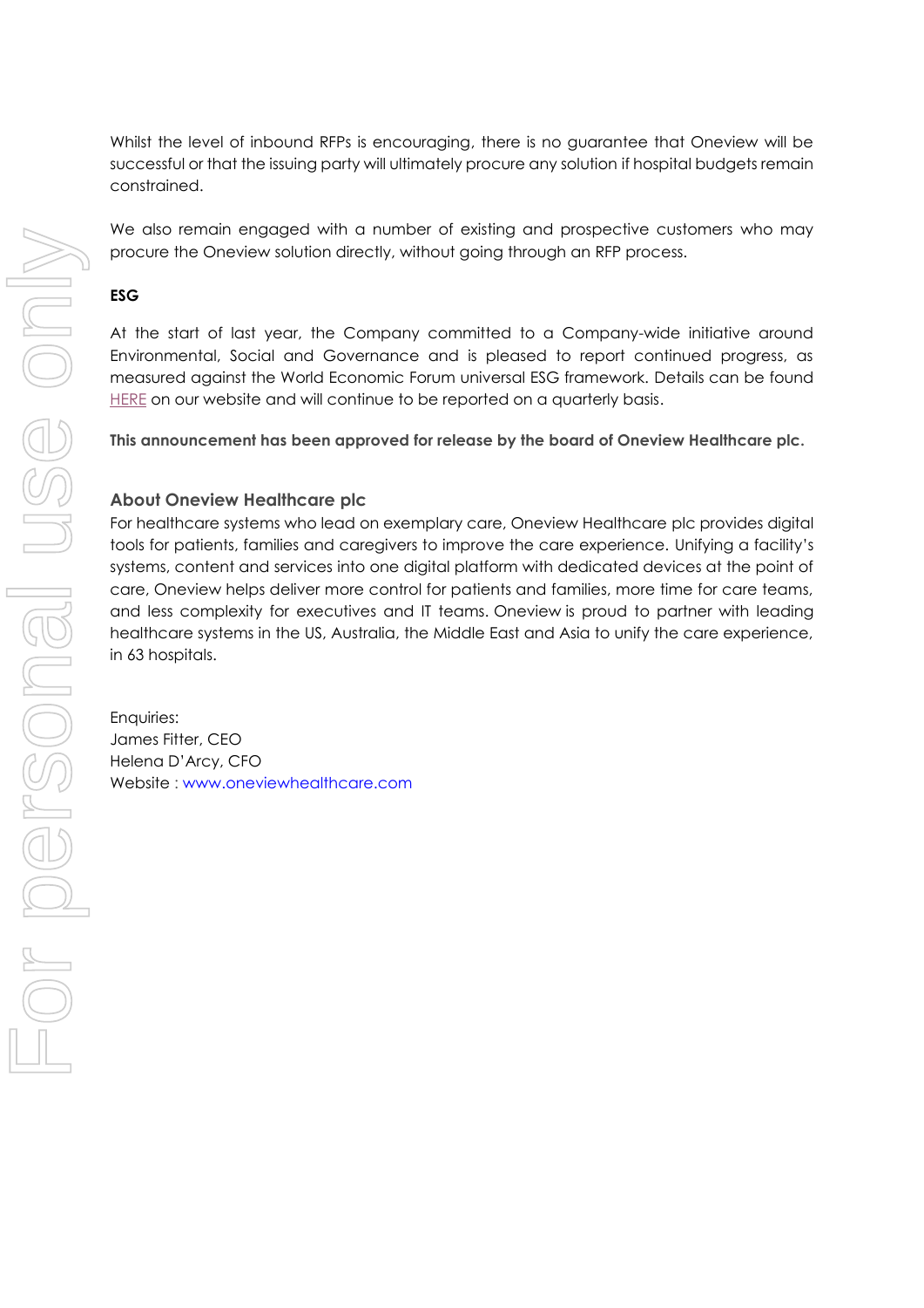Whilst the level of inbound RFPs is encouraging, there is no guarantee that Oneview will be successful or that the issuing party will ultimately procure any solution if hospital budgets remain constrained.

We also remain engaged with a number of existing and prospective customers who may procure the Oneview solution directly, without going through an RFP process.

**ESG**

At the start of last year, the Company committed to a Company-wide initiative around Environmental, Social and Governance and is pleased to report continued progress, as measured against the World Economic Forum universal ESG framework. Details can be found HERE on our website and will continue to be reported on a quarterly basis.

**This announcement has been approved for release by the board of Oneview Healthcare plc.**

## About Oneview Healthcare plc

For healthcare systems who lead on exemplary care, Oneview Healthcare plc provides digital tools for patients, families and caregivers to improve the care experience. Unifying a facility's systems, content and services into one digital platform with dedicated devices at the point of care, Oneview helps deliver more control for patients and families, more time for care teams, and less complexity for executives and IT teams. Oneview is proud to partner with leading healthcare systems in the US, Australia, the Middle East and Asia to unify the care experience, in 63 hospitals.

Enquiries:
James Fitter, CEO
Helena D'Arcy, CFO
Website : www.oneviewhealthcare.com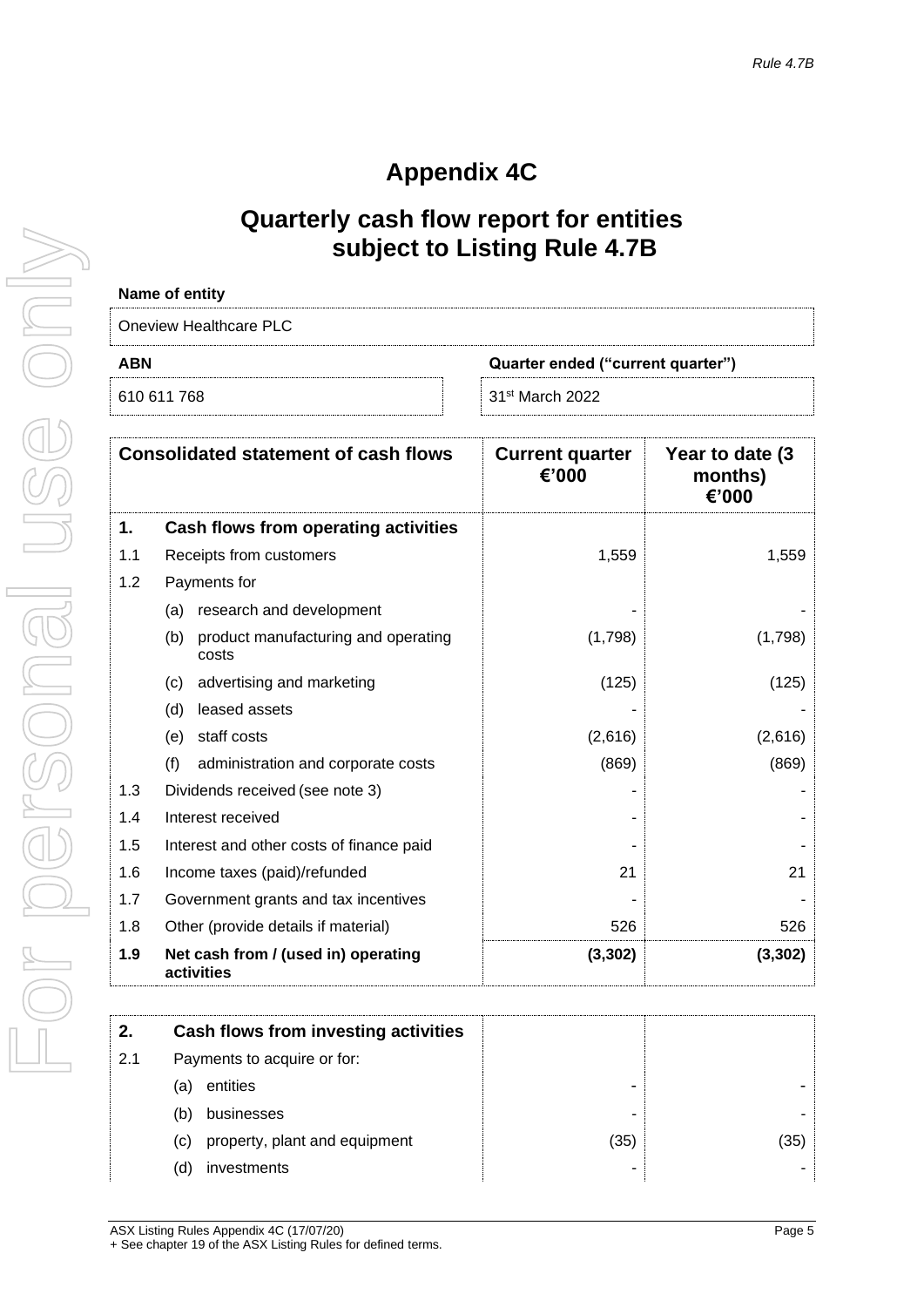*Rule 4.7B*

# Appendix 4C

## Quarterly cash flow report for entities subject to Listing Rule 4.7B

**Name of entity**

Oneview Healthcare PLC

| ABN | Quarter ended ("current quarter") |
|---|---|
| 610 611 768 | 31st March 2022 |

| | Consolidated statement of cash flows | Current quarter €'000 | Year to date (3 months) €'000 |
|---|---|---|---|
| **1.** | **Cash flows from operating activities** | | |
| 1.1 | Receipts from customers | 1,559 | 1,559 |
| 1.2 | Payments for | | |
| | (a) research and development | - | - |
| | (b) product manufacturing and operating costs | (1,798) | (1,798) |
| | (c) advertising and marketing | (125) | (125) |
| | (d) leased assets | - | - |
| | (e) staff costs | (2,616) | (2,616) |
| | (f) administration and corporate costs | (869) | (869) |
| 1.3 | Dividends received (see note 3) | - | - |
| 1.4 | Interest received | - | - |
| 1.5 | Interest and other costs of finance paid | - | - |
| 1.6 | Income taxes (paid)/refunded | 21 | 21 |
| 1.7 | Government grants and tax incentives | - | - |
| 1.8 | Other (provide details if material) | 526 | 526 |
| **1.9** | **Net cash from / (used in) operating activities** | **(3,302)** | **(3,302)** |

| | | | |
|---|---|---|---|
| **2.** | **Cash flows from investing activities** | | |
| 2.1 | Payments to acquire or for: | | |
| | (a) entities | - | - |
| | (b) businesses | - | - |
| | (c) property, plant and equipment | (35) | (35) |
| | (d) investments | - | - |

ASX Listing Rules Appendix 4C (17/07/20)
+ See chapter 19 of the ASX Listing Rules for defined terms.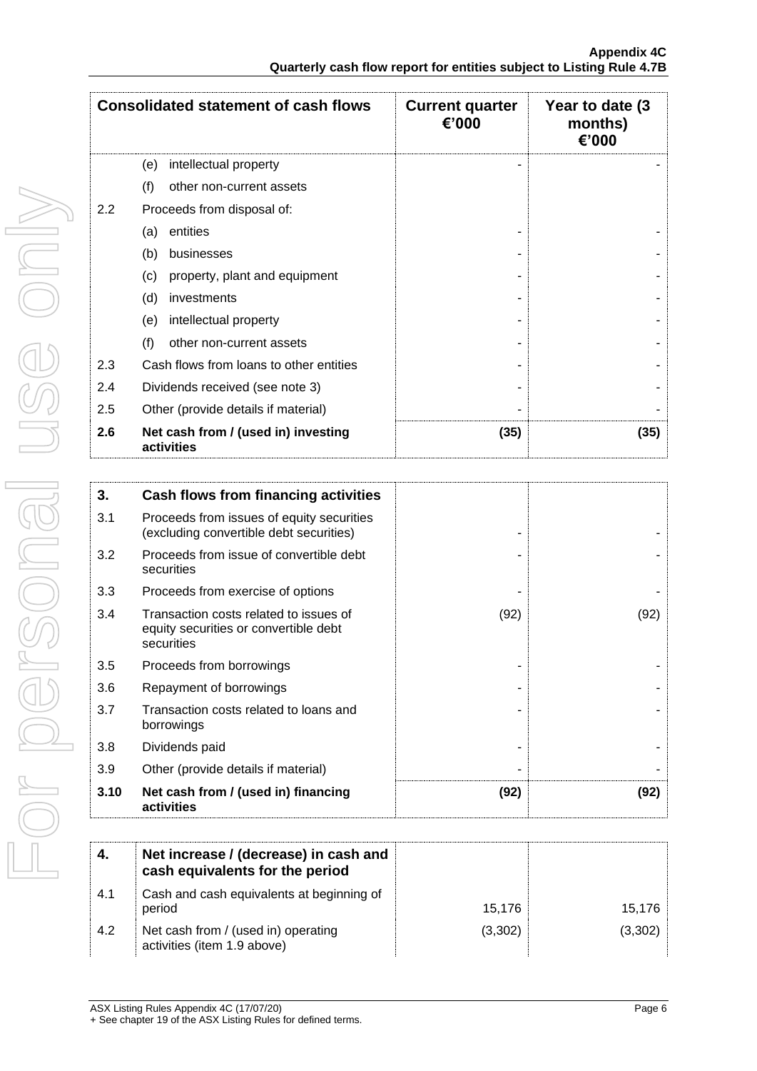| Consolidated statement of cash flows | | Current quarter €'000 | Year to date (3 months) €'000 |
|---|---|---|---|
| | (e) intellectual property | - | - |
| | (f) other non-current assets | | |
| 2.2 | Proceeds from disposal of: | | |
| | (a) entities | - | - |
| | (b) businesses | - | - |
| | (c) property, plant and equipment | - | - |
| | (d) investments | - | - |
| | (e) intellectual property | - | - |
| | (f) other non-current assets | - | - |
| 2.3 | Cash flows from loans to other entities | - | - |
| 2.4 | Dividends received (see note 3) | - | - |
| 2.5 | Other (provide details if material) | - | - |
| **2.6** | **Net cash from / (used in) investing activities** | **(35)** | **(35)** |

| **3.** | **Cash flows from financing activities** | | |
|---|---|---|---|
| 3.1 | Proceeds from issues of equity securities (excluding convertible debt securities) | - | - |
| 3.2 | Proceeds from issue of convertible debt securities | - | - |
| 3.3 | Proceeds from exercise of options | - | - |
| 3.4 | Transaction costs related to issues of equity securities or convertible debt securities | (92) | (92) |
| 3.5 | Proceeds from borrowings | - | - |
| 3.6 | Repayment of borrowings | - | - |
| 3.7 | Transaction costs related to loans and borrowings | - | - |
| 3.8 | Dividends paid | - | - |
| 3.9 | Other (provide details if material) | - | - |
| **3.10** | **Net cash from / (used in) financing activities** | **(92)** | **(92)** |

| **4.** | **Net increase / (decrease) in cash and cash equivalents for the period** | | |
|---|---|---|---|
| 4.1 | Cash and cash equivalents at beginning of period | 15,176 | 15,176 |
| 4.2 | Net cash from / (used in) operating activities (item 1.9 above) | (3,302) | (3,302) |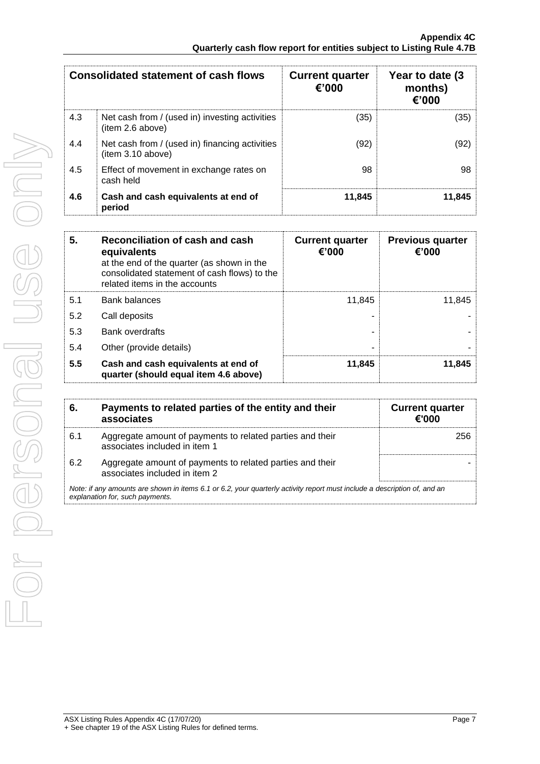| Consolidated statement of cash flows | | Current quarter €'000 | Year to date (3 months) €'000 |
|---|---|---|---|
| 4.3 | Net cash from / (used in) investing activities (item 2.6 above) | (35) | (35) |
| 4.4 | Net cash from / (used in) financing activities (item 3.10 above) | (92) | (92) |
| 4.5 | Effect of movement in exchange rates on cash held | 98 | 98 |
| **4.6** | **Cash and cash equivalents at end of period** | **11,845** | **11,845** |

| 5. | **Reconciliation of cash and cash equivalents** at the end of the quarter (as shown in the consolidated statement of cash flows) to the related items in the accounts | Current quarter €'000 | Previous quarter €'000 |
|---|---|---|---|
| 5.1 | Bank balances | 11,845 | 11,845 |
| 5.2 | Call deposits | - | - |
| 5.3 | Bank overdrafts | - | - |
| 5.4 | Other (provide details) | - | - |
| **5.5** | **Cash and cash equivalents at end of quarter (should equal item 4.6 above)** | **11,845** | **11,845** |

| 6. | **Payments to related parties of the entity and their associates** | Current quarter €'000 |
|---|---|---|
| 6.1 | Aggregate amount of payments to related parties and their associates included in item 1 | 256 |
| 6.2 | Aggregate amount of payments to related parties and their associates included in item 2 | - |

*Note: if any amounts are shown in items 6.1 or 6.2, your quarterly activity report must include a description of, and an explanation for, such payments.*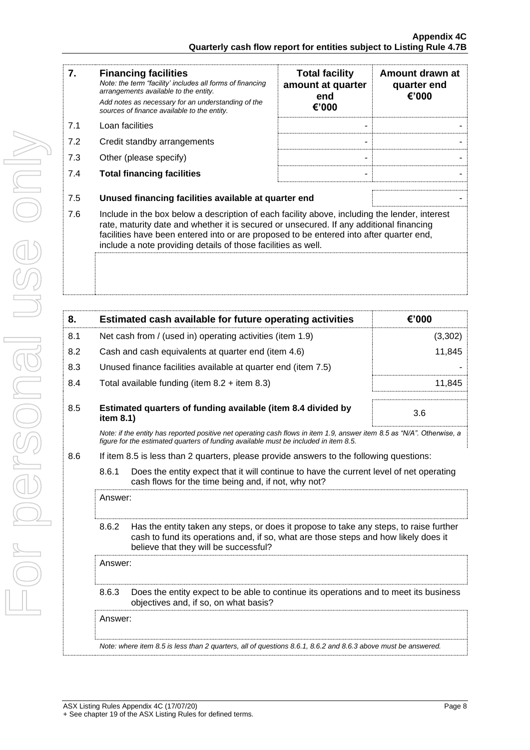| 7. | **Financing facilities**<br>*Note: the term "facility' includes all forms of financing arrangements available to the entity.*<br>*Add notes as necessary for an understanding of the sources of finance available to the entity.* | **Total facility amount at quarter end €'000** | **Amount drawn at quarter end €'000** |
|---|---|---|---|
| 7.1 | Loan facilities | - | - |
| 7.2 | Credit standby arrangements | - | - |
| 7.3 | Other (please specify) | - | - |
| 7.4 | **Total financing facilities** | - | - |

| | | |
|---|---|---|
| 7.5 | **Unused financing facilities available at quarter end** | - |

7.6 Include in the box below a description of each facility above, including the lender, interest rate, maturity date and whether it is secured or unsecured. If any additional financing facilities have been entered into or are proposed to be entered into after quarter end, include a note providing details of those facilities as well.

| 8. | **Estimated cash available for future operating activities** | **€'000** |
|---|---|---|
| 8.1 | Net cash from / (used in) operating activities (item 1.9) | (3,302) |
| 8.2 | Cash and cash equivalents at quarter end (item 4.6) | 11,845 |
| 8.3 | Unused finance facilities available at quarter end (item 7.5) | - |
| 8.4 | Total available funding (item 8.2 + item 8.3) | 11,845 |
| 8.5 | **Estimated quarters of funding available (item 8.4 divided by item 8.1)** | 3.6 |

*Note: if the entity has reported positive net operating cash flows in item 1.9, answer item 8.5 as "N/A". Otherwise, a figure for the estimated quarters of funding available must be included in item 8.5.*

8.6 If item 8.5 is less than 2 quarters, please provide answers to the following questions:

8.6.1 Does the entity expect that it will continue to have the current level of net operating cash flows for the time being and, if not, why not?

Answer:

8.6.2 Has the entity taken any steps, or does it propose to take any steps, to raise further cash to fund its operations and, if so, what are those steps and how likely does it believe that they will be successful?

Answer:

8.6.3 Does the entity expect to be able to continue its operations and to meet its business objectives and, if so, on what basis?

Answer:

*Note: where item 8.5 is less than 2 quarters, all of questions 8.6.1, 8.6.2 and 8.6.3 above must be answered.*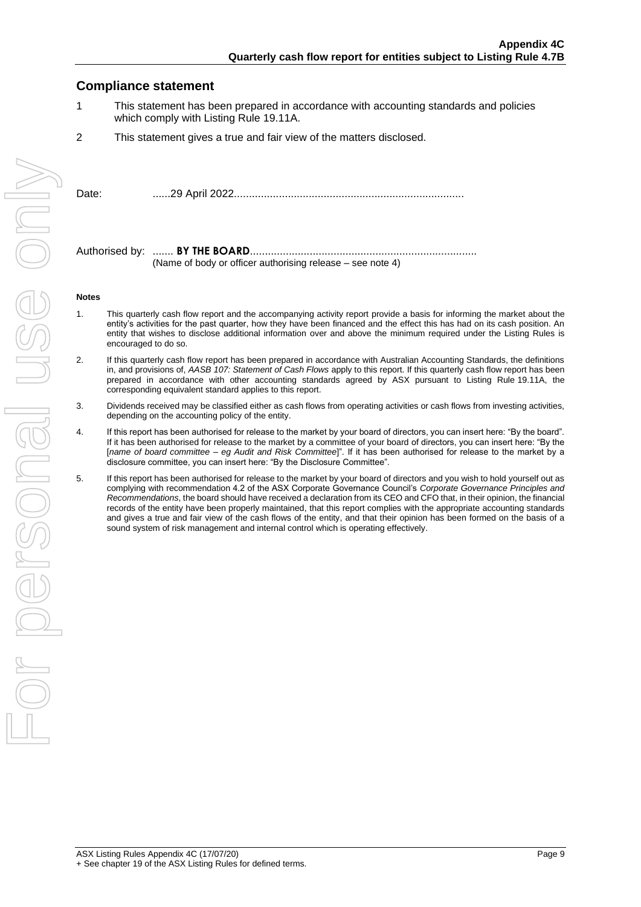## Compliance statement

1. This statement has been prepared in accordance with accounting standards and policies which comply with Listing Rule 19.11A.

2. This statement gives a true and fair view of the matters disclosed.

Date: ......29 April 2022...........................................................................

Authorised by: ....... **BY THE BOARD**...........................................................................
(Name of body or officer authorising release – see note 4)

**Notes**

1. This quarterly cash flow report and the accompanying activity report provide a basis for informing the market about the entity's activities for the past quarter, how they have been financed and the effect this has had on its cash position. An entity that wishes to disclose additional information over and above the minimum required under the Listing Rules is encouraged to do so.

2. If this quarterly cash flow report has been prepared in accordance with Australian Accounting Standards, the definitions in, and provisions of, *AASB 107: Statement of Cash Flows* apply to this report. If this quarterly cash flow report has been prepared in accordance with other accounting standards agreed by ASX pursuant to Listing Rule 19.11A, the corresponding equivalent standard applies to this report.

3. Dividends received may be classified either as cash flows from operating activities or cash flows from investing activities, depending on the accounting policy of the entity.

4. If this report has been authorised for release to the market by your board of directors, you can insert here: "By the board". If it has been authorised for release to the market by a committee of your board of directors, you can insert here: "By the [*name of board committee – eg Audit and Risk Committee*]". If it has been authorised for release to the market by a disclosure committee, you can insert here: "By the Disclosure Committee".

5. If this report has been authorised for release to the market by your board of directors and you wish to hold yourself out as complying with recommendation 4.2 of the ASX Corporate Governance Council's *Corporate Governance Principles and Recommendations*, the board should have received a declaration from its CEO and CFO that, in their opinion, the financial records of the entity have been properly maintained, that this report complies with the appropriate accounting standards and gives a true and fair view of the cash flows of the entity, and that their opinion has been formed on the basis of a sound system of risk management and internal control which is operating effectively.